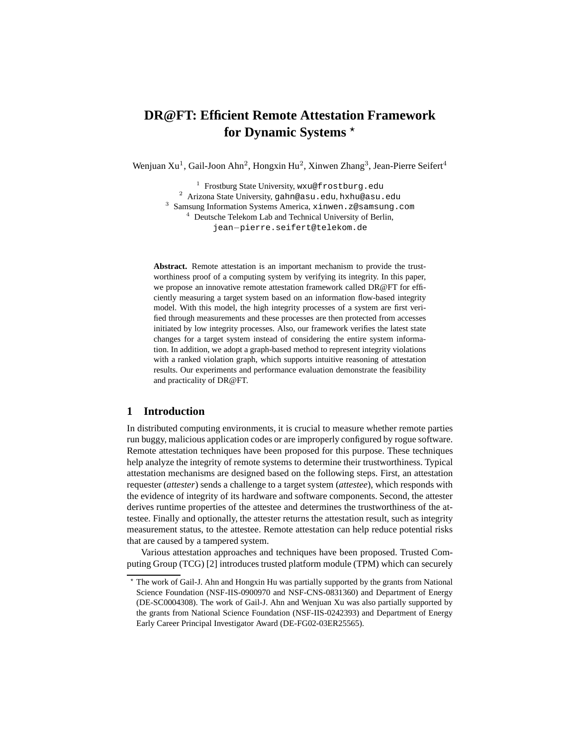# DR@FT: Efficient Remote Attestation Framework for Dynamic Systems ⋆

Wenjuan Xu[1], Gail-Joon Ahn[2], Hongxin Hu[2], Xinwen Zhang[3], Jean-Pierre Seifert[4]

[1] Frostburg State University, wxu@frostburg.edu
[2] Arizona State University, gahn@asu.edu, hxhu@asu.edu
[3] Samsung Information Systems America, xinwen.z@samsung.com
[4] Deutsche Telekom Lab and Technical University of Berlin, jean−pierre.seifert@telekom.de

**Abstract.** Remote attestation is an important mechanism to provide the trustworthiness proof of a computing system by verifying its integrity. In this paper, we propose an innovative remote attestation framework called DR@FT for efficiently measuring a target system based on an information flow-based integrity model. With this model, the high integrity processes of a system are first verified through measurements and these processes are then protected from accesses initiated by low integrity processes. Also, our framework verifies the latest state changes for a target system instead of considering the entire system information. In addition, we adopt a graph-based method to represent integrity violations with a ranked violation graph, which supports intuitive reasoning of attestation results. Our experiments and performance evaluation demonstrate the feasibility and practicality of DR@FT.

## 1 Introduction

In distributed computing environments, it is crucial to measure whether remote parties run buggy, malicious application codes or are improperly configured by rogue software. Remote attestation techniques have been proposed for this purpose. These techniques help analyze the integrity of remote systems to determine their trustworthiness. Typical attestation mechanisms are designed based on the following steps. First, an attestation requester (*attester*) sends a challenge to a target system (*attestee*), which responds with the evidence of integrity of its hardware and software components. Second, the attester derives runtime properties of the attestee and determines the trustworthiness of the attestee. Finally and optionally, the attester returns the attestation result, such as integrity measurement status, to the attestee. Remote attestation can help reduce potential risks that are caused by a tampered system.

Various attestation approaches and techniques have been proposed. Trusted Computing Group (TCG) [2] introduces trusted platform module (TPM) which can securely

⋆ The work of Gail-J. Ahn and Hongxin Hu was partially supported by the grants from National Science Foundation (NSF-IIS-0900970 and NSF-CNS-0831360) and Department of Energy (DE-SC0004308). The work of Gail-J. Ahn and Wenjuan Xu was also partially supported by the grants from National Science Foundation (NSF-IIS-0242393) and Department of Energy Early Career Principal Investigator Award (DE-FG02-03ER25565).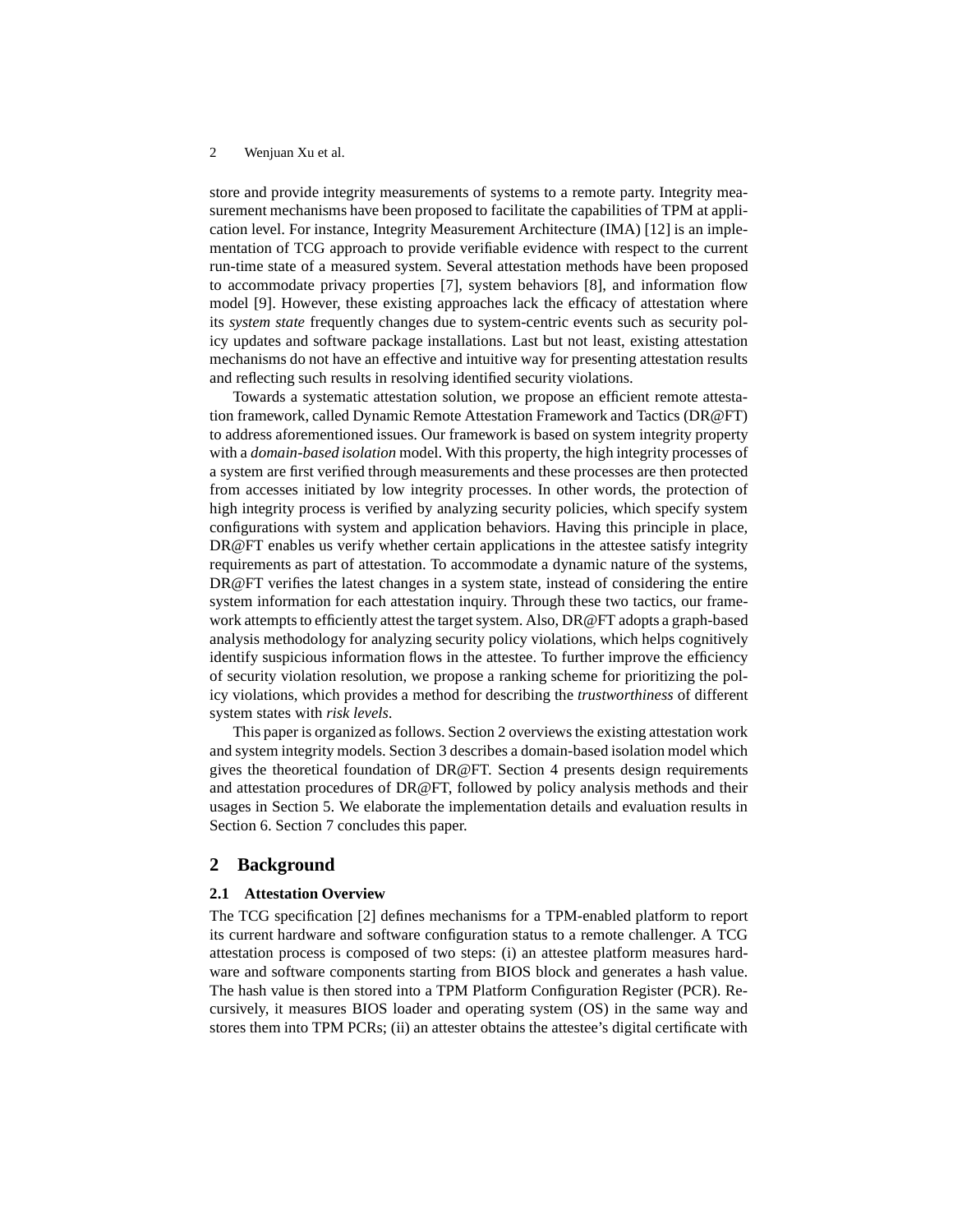store and provide integrity measurements of systems to a remote party. Integrity measurement mechanisms have been proposed to facilitate the capabilities of TPM at application level. For instance, Integrity Measurement Architecture (IMA) [12] is an implementation of TCG approach to provide verifiable evidence with respect to the current run-time state of a measured system. Several attestation methods have been proposed to accommodate privacy properties [7], system behaviors [8], and information flow model [9]. However, these existing approaches lack the efficacy of attestation where its *system state* frequently changes due to system-centric events such as security policy updates and software package installations. Last but not least, existing attestation mechanisms do not have an effective and intuitive way for presenting attestation results and reflecting such results in resolving identified security violations.

Towards a systematic attestation solution, we propose an efficient remote attestation framework, called Dynamic Remote Attestation Framework and Tactics (DR@FT) to address aforementioned issues. Our framework is based on system integrity property with a *domain-based isolation* model. With this property, the high integrity processes of a system are first verified through measurements and these processes are then protected from accesses initiated by low integrity processes. In other words, the protection of high integrity process is verified by analyzing security policies, which specify system configurations with system and application behaviors. Having this principle in place, DR@FT enables us verify whether certain applications in the attestee satisfy integrity requirements as part of attestation. To accommodate a dynamic nature of the systems, DR@FT verifies the latest changes in a system state, instead of considering the entire system information for each attestation inquiry. Through these two tactics, our framework attempts to efficiently attest the target system. Also, DR@FT adopts a graph-based analysis methodology for analyzing security policy violations, which helps cognitively identify suspicious information flows in the attestee. To further improve the efficiency of security violation resolution, we propose a ranking scheme for prioritizing the policy violations, which provides a method for describing the *trustworthiness* of different system states with *risk levels*.

This paper is organized as follows. Section 2 overviews the existing attestation work and system integrity models. Section 3 describes a domain-based isolation model which gives the theoretical foundation of DR@FT. Section 4 presents design requirements and attestation procedures of DR@FT, followed by policy analysis methods and their usages in Section 5. We elaborate the implementation details and evaluation results in Section 6. Section 7 concludes this paper.

## 2 Background

### 2.1 Attestation Overview

The TCG specification [2] defines mechanisms for a TPM-enabled platform to report its current hardware and software configuration status to a remote challenger. A TCG attestation process is composed of two steps: (i) an attestee platform measures hardware and software components starting from BIOS block and generates a hash value. The hash value is then stored into a TPM Platform Configuration Register (PCR). Recursively, it measures BIOS loader and operating system (OS) in the same way and stores them into TPM PCRs; (ii) an attester obtains the attestee's digital certificate with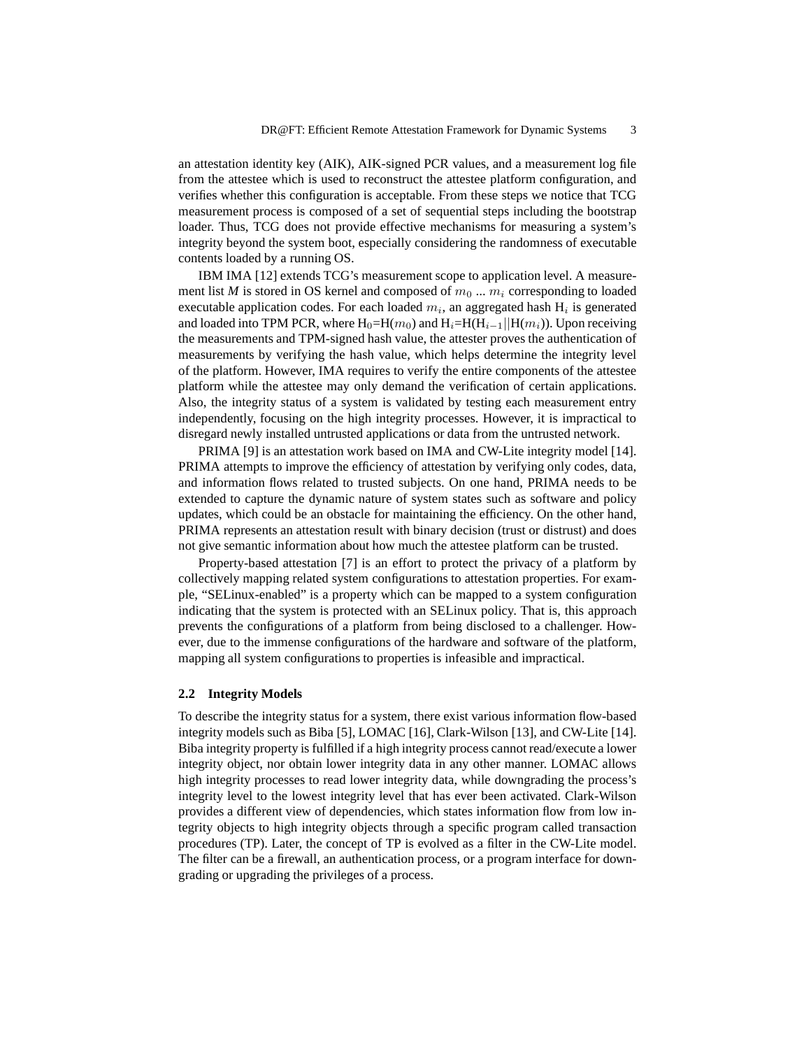an attestation identity key (AIK), AIK-signed PCR values, and a measurement log file from the attestee which is used to reconstruct the attestee platform configuration, and verifies whether this configuration is acceptable. From these steps we notice that TCG measurement process is composed of a set of sequential steps including the bootstrap loader. Thus, TCG does not provide effective mechanisms for measuring a system's integrity beyond the system boot, especially considering the randomness of executable contents loaded by a running OS.

IBM IMA [12] extends TCG's measurement scope to application level. A measurement list *M* is stored in OS kernel and composed of $m_0$ ... $m_i$ corresponding to loaded executable application codes. For each loaded $m_i$, an aggregated hash $H_i$ is generated and loaded into TPM PCR, where $H_0$=H($m_0$) and $H_i$=H($H_{i-1}||$H($m_i$)). Upon receiving the measurements and TPM-signed hash value, the attester proves the authentication of measurements by verifying the hash value, which helps determine the integrity level of the platform. However, IMA requires to verify the entire components of the attestee platform while the attestee may only demand the verification of certain applications. Also, the integrity status of a system is validated by testing each measurement entry independently, focusing on the high integrity processes. However, it is impractical to disregard newly installed untrusted applications or data from the untrusted network.

PRIMA [9] is an attestation work based on IMA and CW-Lite integrity model [14]. PRIMA attempts to improve the efficiency of attestation by verifying only codes, data, and information flows related to trusted subjects. On one hand, PRIMA needs to be extended to capture the dynamic nature of system states such as software and policy updates, which could be an obstacle for maintaining the efficiency. On the other hand, PRIMA represents an attestation result with binary decision (trust or distrust) and does not give semantic information about how much the attestee platform can be trusted.

Property-based attestation [7] is an effort to protect the privacy of a platform by collectively mapping related system configurations to attestation properties. For example, "SELinux-enabled" is a property which can be mapped to a system configuration indicating that the system is protected with an SELinux policy. That is, this approach prevents the configurations of a platform from being disclosed to a challenger. However, due to the immense configurations of the hardware and software of the platform, mapping all system configurations to properties is infeasible and impractical.

### 2.2 Integrity Models

To describe the integrity status for a system, there exist various information flow-based integrity models such as Biba [5], LOMAC [16], Clark-Wilson [13], and CW-Lite [14]. Biba integrity property is fulfilled if a high integrity process cannot read/execute a lower integrity object, nor obtain lower integrity data in any other manner. LOMAC allows high integrity processes to read lower integrity data, while downgrading the process's integrity level to the lowest integrity level that has ever been activated. Clark-Wilson provides a different view of dependencies, which states information flow from low integrity objects to high integrity objects through a specific program called transaction procedures (TP). Later, the concept of TP is evolved as a filter in the CW-Lite model. The filter can be a firewall, an authentication process, or a program interface for downgrading or upgrading the privileges of a process.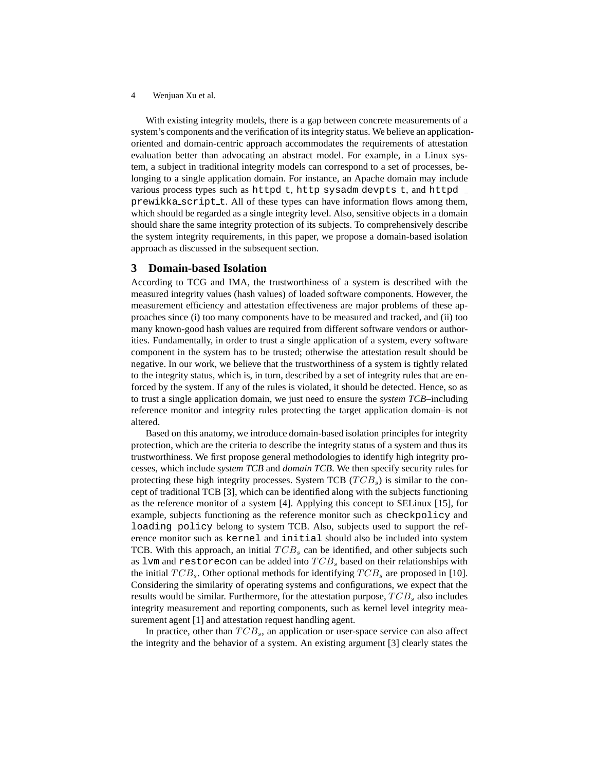With existing integrity models, there is a gap between concrete measurements of a system's components and the verification of its integrity status. We believe an application-oriented and domain-centric approach accommodates the requirements of attestation evaluation better than advocating an abstract model. For example, in a Linux system, a subject in traditional integrity models can correspond to a set of processes, belonging to a single application domain. For instance, an Apache domain may include various process types such as `httpd_t`, `http_sysadm_devpts_t`, and `httpd_prewikka_script_t`. All of these types can have information flows among them, which should be regarded as a single integrity level. Also, sensitive objects in a domain should share the same integrity protection of its subjects. To comprehensively describe the system integrity requirements, in this paper, we propose a domain-based isolation approach as discussed in the subsequent section.

## 3 Domain-based Isolation

According to TCG and IMA, the trustworthiness of a system is described with the measured integrity values (hash values) of loaded software components. However, the measurement efficiency and attestation effectiveness are major problems of these approaches since (i) too many components have to be measured and tracked, and (ii) too many known-good hash values are required from different software vendors or authorities. Fundamentally, in order to trust a single application of a system, every software component in the system has to be trusted; otherwise the attestation result should be negative. In our work, we believe that the trustworthiness of a system is tightly related to the integrity status, which is, in turn, described by a set of integrity rules that are enforced by the system. If any of the rules is violated, it should be detected. Hence, so as to trust a single application domain, we just need to ensure the *system TCB*–including reference monitor and integrity rules protecting the target application domain–is not altered.

Based on this anatomy, we introduce domain-based isolation principles for integrity protection, which are the criteria to describe the integrity status of a system and thus its trustworthiness. We first propose general methodologies to identify high integrity processes, which include *system TCB* and *domain TCB*. We then specify security rules for protecting these high integrity processes. System TCB ($TCB_s$) is similar to the concept of traditional TCB [3], which can be identified along with the subjects functioning as the reference monitor of a system [4]. Applying this concept to SELinux [15], for example, subjects functioning as the reference monitor such as `checkpolicy` and `loading policy` belong to system TCB. Also, subjects used to support the reference monitor such as `kernel` and `initial` should also be included into system TCB. With this approach, an initial $TCB_s$ can be identified, and other subjects such as `lvm` and `restorecon` can be added into $TCB_s$ based on their relationships with the initial $TCB_s$. Other optional methods for identifying $TCB_s$ are proposed in [10]. Considering the similarity of operating systems and configurations, we expect that the results would be similar. Furthermore, for the attestation purpose, $TCB_s$ also includes integrity measurement and reporting components, such as kernel level integrity measurement agent [1] and attestation request handling agent.

In practice, other than $TCB_s$, an application or user-space service can also affect the integrity and the behavior of a system. An existing argument [3] clearly states the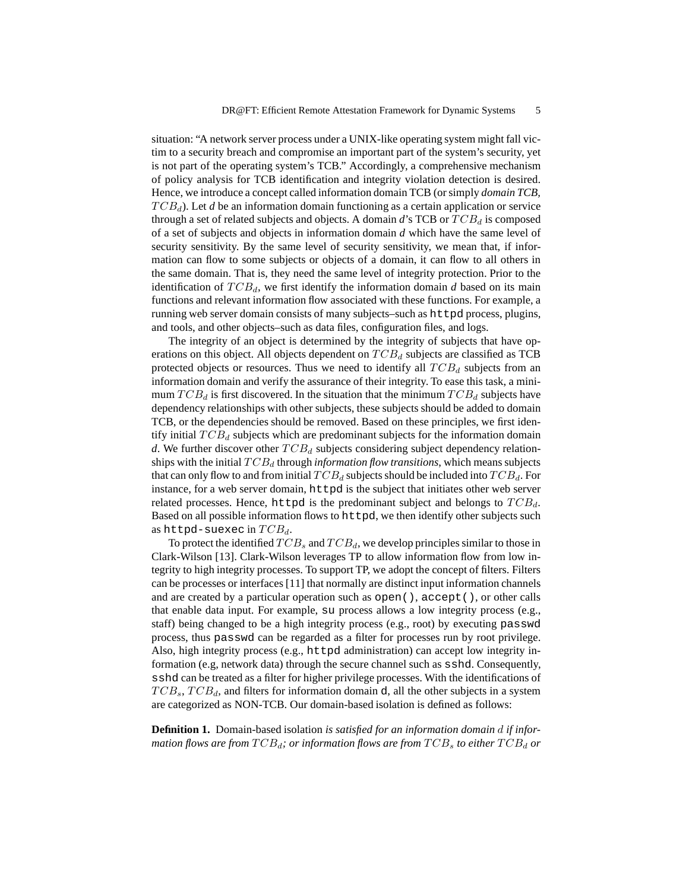situation: "A network server process under a UNIX-like operating system might fall victim to a security breach and compromise an important part of the system's security, yet is not part of the operating system's TCB." Accordingly, a comprehensive mechanism of policy analysis for TCB identification and integrity violation detection is desired. Hence, we introduce a concept called information domain TCB (or simply *domain TCB*, $TCB_d$). Let *d* be an information domain functioning as a certain application or service through a set of related subjects and objects. A domain *d*'s TCB or $TCB_d$ is composed of a set of subjects and objects in information domain *d* which have the same level of security sensitivity. By the same level of security sensitivity, we mean that, if information can flow to some subjects or objects of a domain, it can flow to all others in the same domain. That is, they need the same level of integrity protection. Prior to the identification of $TCB_d$, we first identify the information domain *d* based on its main functions and relevant information flow associated with these functions. For example, a running web server domain consists of many subjects–such as `httpd` process, plugins, and tools, and other objects–such as data files, configuration files, and logs.

The integrity of an object is determined by the integrity of subjects that have operations on this object. All objects dependent on $TCB_d$ subjects are classified as TCB protected objects or resources. Thus we need to identify all $TCB_d$ subjects from an information domain and verify the assurance of their integrity. To ease this task, a minimum $TCB_d$ is first discovered. In the situation that the minimum $TCB_d$ subjects have dependency relationships with other subjects, these subjects should be added to domain TCB, or the dependencies should be removed. Based on these principles, we first identify initial $TCB_d$ subjects which are predominant subjects for the information domain *d*. We further discover other $TCB_d$ subjects considering subject dependency relationships with the initial $TCB_d$ through *information flow transitions*, which means subjects that can only flow to and from initial $TCB_d$ subjects should be included into $TCB_d$. For instance, for a web server domain, `httpd` is the subject that initiates other web server related processes. Hence, `httpd` is the predominant subject and belongs to $TCB_d$. Based on all possible information flows to `httpd`, we then identify other subjects such as `httpd-suexec` in $TCB_d$.

To protect the identified $TCB_s$ and $TCB_d$, we develop principles similar to those in Clark-Wilson [13]. Clark-Wilson leverages TP to allow information flow from low integrity to high integrity processes. To support TP, we adopt the concept of filters. Filters can be processes or interfaces [11] that normally are distinct input information channels and are created by a particular operation such as `open()`, `accept()`, or other calls that enable data input. For example, `su` process allows a low integrity process (e.g., staff) being changed to be a high integrity process (e.g., root) by executing `passwd` process, thus `passwd` can be regarded as a filter for processes run by root privilege. Also, high integrity process (e.g., `httpd` administration) can accept low integrity information (e.g, network data) through the secure channel such as `sshd`. Consequently, `sshd` can be treated as a filter for higher privilege processes. With the identifications of $TCB_s$, $TCB_d$, and filters for information domain d, all the other subjects in a system are categorized as NON-TCB. Our domain-based isolation is defined as follows:

**Definition 1.** Domain-based isolation *is satisfied for an information domain $d$ if information flows are from $TCB_d$; or information flows are from $TCB_s$ to either $TCB_d$ or*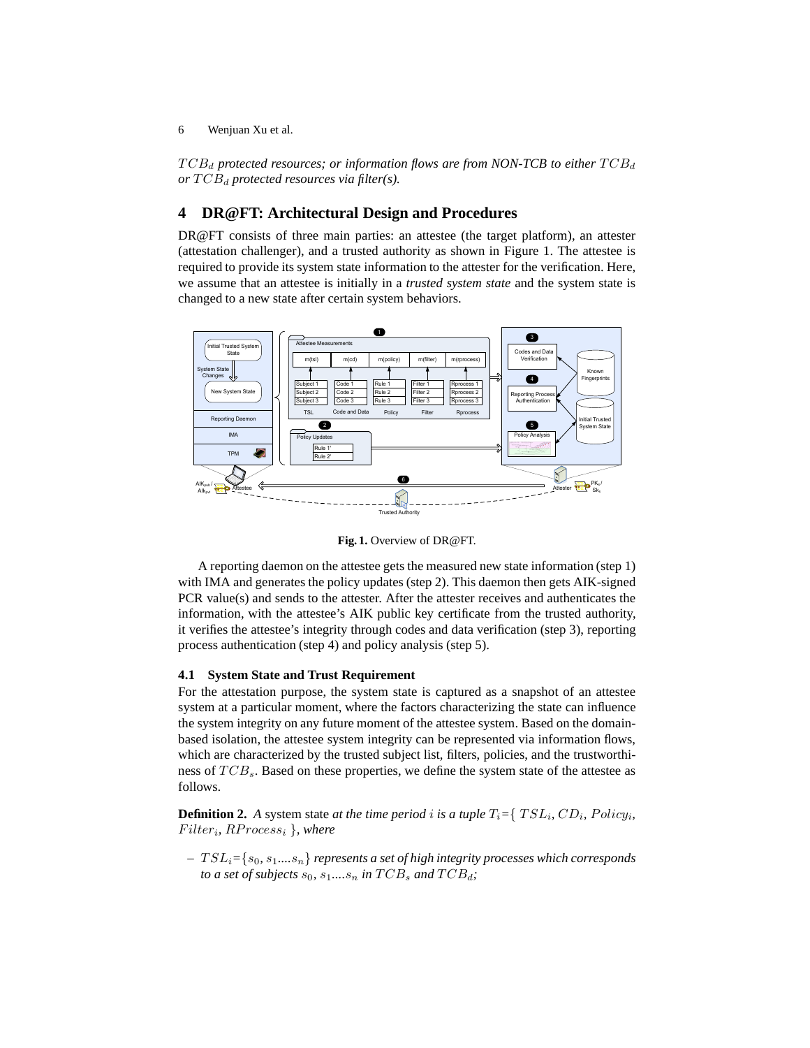$TCB_d$ *protected resources; or information flows are from NON-TCB to either* $TCB_d$ *or* $TCB_d$ *protected resources via filter(s).*

## 4 DR@FT: Architectural Design and Procedures

DR@FT consists of three main parties: an attestee (the target platform), an attester (attestation challenger), and a trusted authority as shown in Figure 1. The attestee is required to provide its system state information to the attester for the verification. Here, we assume that an attestee is initially in a *trusted system state* and the system state is changed to a new state after certain system behaviors.

**Fig. 1.** Overview of DR@FT.

A reporting daemon on the attestee gets the measured new state information (step 1) with IMA and generates the policy updates (step 2). This daemon then gets AIK-signed PCR value(s) and sends to the attester. After the attester receives and authenticates the information, with the attestee's AIK public key certificate from the trusted authority, it verifies the attestee's integrity through codes and data verification (step 3), reporting process authentication (step 4) and policy analysis (step 5).

### 4.1 System State and Trust Requirement

For the attestation purpose, the system state is captured as a snapshot of an attestee system at a particular moment, where the factors characterizing the state can influence the system integrity on any future moment of the attestee system. Based on the domain-based isolation, the attestee system integrity can be represented via information flows, which are characterized by the trusted subject list, filters, policies, and the trustworthiness of $TCB_s$. Based on these properties, we define the system state of the attestee as follows.

**Definition 2.** *A* system state *at the time period* $i$ *is a tuple* $T_i$=\{ $TSL_i$, $CD_i$, $Policy_i$, $Filter_i$, $RProcess_i$ \}, *where*

– $TSL_i$=\{$s_0$, $s_1$....$s_n$\} *represents a set of high integrity processes which corresponds to a set of subjects* $s_0$, $s_1$....$s_n$ *in* $TCB_s$ *and* $TCB_d$*;*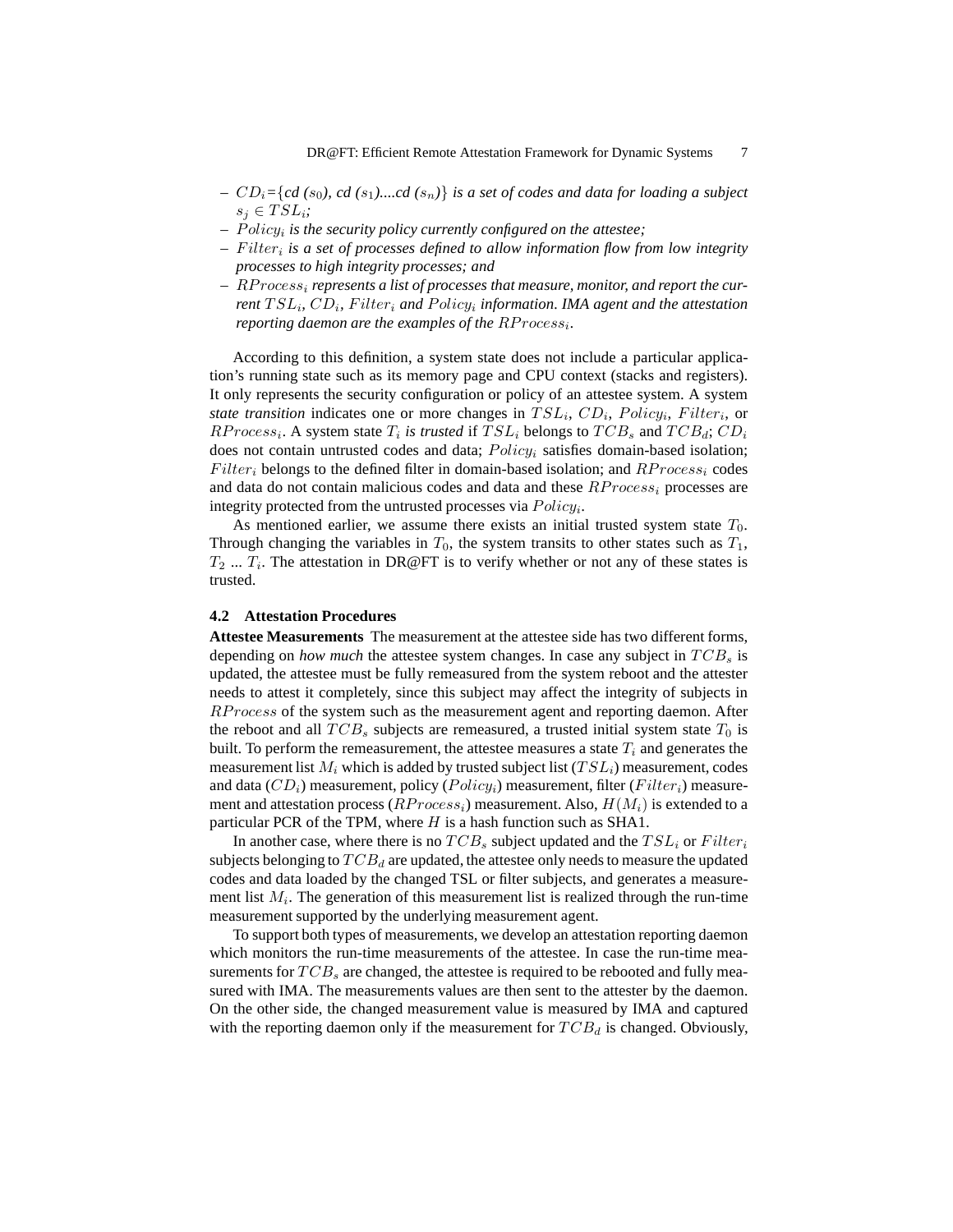- $CD_i$={*cd* ($s_0$), *cd* ($s_1$)....*cd* ($s_n$)} *is a set of codes and data for loading a subject* $s_j \in TSL_i$*;*
- $Policy_i$ *is the security policy currently configured on the attestee;*
- $Filter_i$ *is a set of processes defined to allow information flow from low integrity processes to high integrity processes; and*
- $RProcess_i$ *represents a list of processes that measure, monitor, and report the current* $TSL_i$*,* $CD_i$*,* $Filter_i$ *and* $Policy_i$ *information. IMA agent and the attestation reporting daemon are the examples of the* $RProcess_i$*.*

According to this definition, a system state does not include a particular application's running state such as its memory page and CPU context (stacks and registers). It only represents the security configuration or policy of an attestee system. A system *state transition* indicates one or more changes in $TSL_i$, $CD_i$, $Policy_i$, $Filter_i$, or $RProcess_i$. A system state $T_i$ *is trusted* if $TSL_i$ belongs to $TCB_s$ and $TCB_d$; $CD_i$ does not contain untrusted codes and data; $Policy_i$ satisfies domain-based isolation; $Filter_i$ belongs to the defined filter in domain-based isolation; and $RProcess_i$ codes and data do not contain malicious codes and data and these $RProcess_i$ processes are integrity protected from the untrusted processes via $Policy_i$.

As mentioned earlier, we assume there exists an initial trusted system state $T_0$. Through changing the variables in $T_0$, the system transits to other states such as $T_1$, $T_2$ ... $T_i$. The attestation in DR@FT is to verify whether or not any of these states is trusted.

### 4.2 Attestation Procedures

**Attestee Measurements** The measurement at the attestee side has two different forms, depending on *how much* the attestee system changes. In case any subject in $TCB_s$ is updated, the attestee must be fully remeasured from the system reboot and the attester needs to attest it completely, since this subject may affect the integrity of subjects in $RProcess$ of the system such as the measurement agent and reporting daemon. After the reboot and all $TCB_s$ subjects are remeasured, a trusted initial system state $T_0$ is built. To perform the remeasurement, the attestee measures a state $T_i$ and generates the measurement list $M_i$ which is added by trusted subject list ($TSL_i$) measurement, codes and data ($CD_i$) measurement, policy ($Policy_i$) measurement, filter ($Filter_i$) measurement and attestation process ($RProcess_i$) measurement. Also, $H(M_i)$ is extended to a particular PCR of the TPM, where $H$ is a hash function such as SHA1.

In another case, where there is no $TCB_s$ subject updated and the $TSL_i$ or $Filter_i$ subjects belonging to $TCB_d$ are updated, the attestee only needs to measure the updated codes and data loaded by the changed TSL or filter subjects, and generates a measurement list $M_i$. The generation of this measurement list is realized through the run-time measurement supported by the underlying measurement agent.

To support both types of measurements, we develop an attestation reporting daemon which monitors the run-time measurements of the attestee. In case the run-time measurements for $TCB_s$ are changed, the attestee is required to be rebooted and fully measured with IMA. The measurements values are then sent to the attester by the daemon. On the other side, the changed measurement value is measured by IMA and captured with the reporting daemon only if the measurement for $TCB_d$ is changed. Obviously,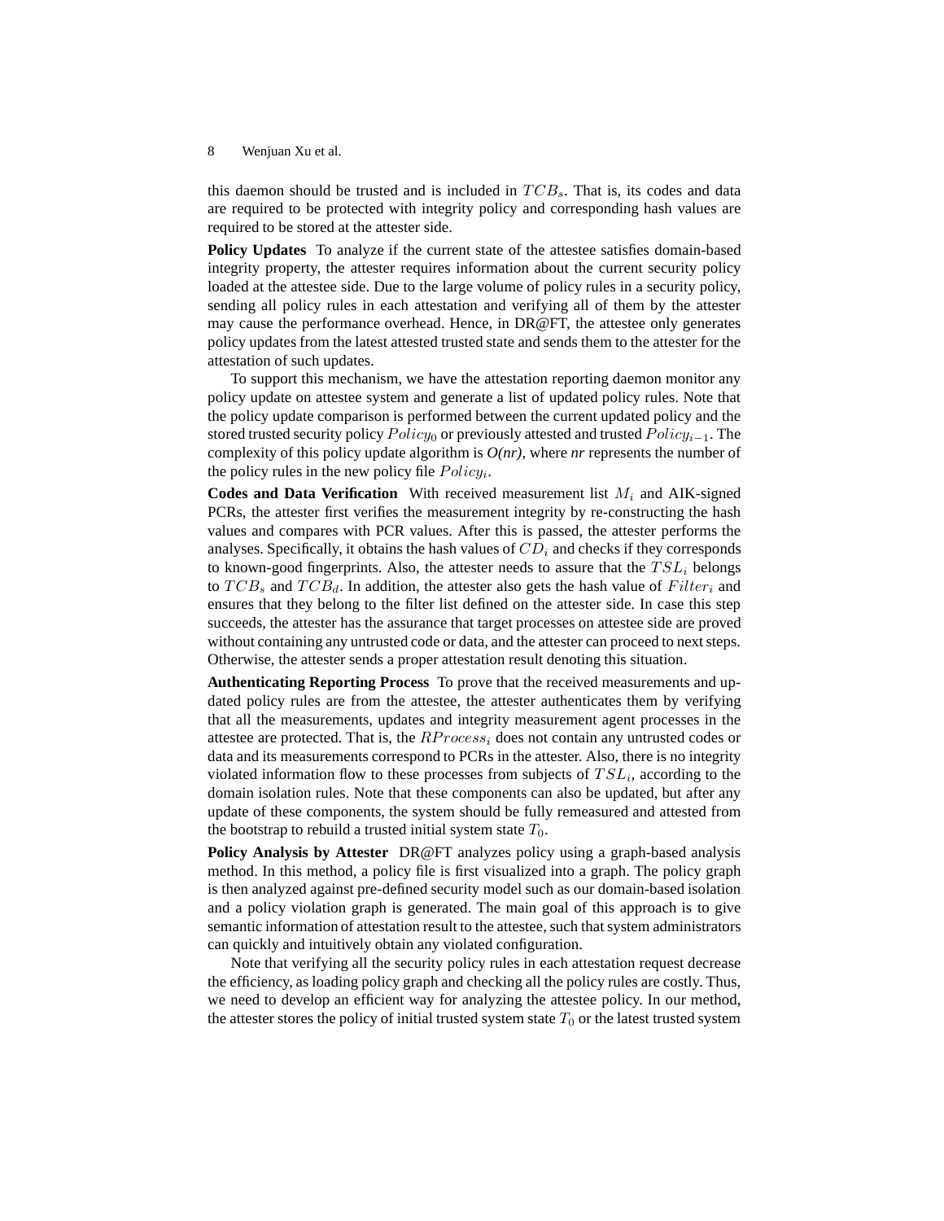this daemon should be trusted and is included in $TCB_s$. That is, its codes and data are required to be protected with integrity policy and corresponding hash values are required to be stored at the attester side.

**Policy Updates** To analyze if the current state of the attestee satisfies domain-based integrity property, the attester requires information about the current security policy loaded at the attestee side. Due to the large volume of policy rules in a security policy, sending all policy rules in each attestation and verifying all of them by the attester may cause the performance overhead. Hence, in DR@FT, the attestee only generates policy updates from the latest attested trusted state and sends them to the attester for the attestation of such updates.

To support this mechanism, we have the attestation reporting daemon monitor any policy update on attestee system and generate a list of updated policy rules. Note that the policy update comparison is performed between the current updated policy and the stored trusted security policy $Policy_0$ or previously attested and trusted $Policy_{i-1}$. The complexity of this policy update algorithm is *O(nr)*, where *nr* represents the number of the policy rules in the new policy file $Policy_i$.

**Codes and Data Verification** With received measurement list $M_i$ and AIK-signed PCRs, the attester first verifies the measurement integrity by re-constructing the hash values and compares with PCR values. After this is passed, the attester performs the analyses. Specifically, it obtains the hash values of $CD_i$ and checks if they corresponds to known-good fingerprints. Also, the attester needs to assure that the $TSL_i$ belongs to $TCB_s$ and $TCB_d$. In addition, the attester also gets the hash value of $Filter_i$ and ensures that they belong to the filter list defined on the attester side. In case this step succeeds, the attester has the assurance that target processes on attestee side are proved without containing any untrusted code or data, and the attester can proceed to next steps. Otherwise, the attester sends a proper attestation result denoting this situation.

**Authenticating Reporting Process** To prove that the received measurements and updated policy rules are from the attestee, the attester authenticates them by verifying that all the measurements, updates and integrity measurement agent processes in the attestee are protected. That is, the $RProcess_i$ does not contain any untrusted codes or data and its measurements correspond to PCRs in the attester. Also, there is no integrity violated information flow to these processes from subjects of $TSL_i$, according to the domain isolation rules. Note that these components can also be updated, but after any update of these components, the system should be fully remeasured and attested from the bootstrap to rebuild a trusted initial system state $T_0$.

**Policy Analysis by Attester** DR@FT analyzes policy using a graph-based analysis method. In this method, a policy file is first visualized into a graph. The policy graph is then analyzed against pre-defined security model such as our domain-based isolation and a policy violation graph is generated. The main goal of this approach is to give semantic information of attestation result to the attestee, such that system administrators can quickly and intuitively obtain any violated configuration.

Note that verifying all the security policy rules in each attestation request decrease the efficiency, as loading policy graph and checking all the policy rules are costly. Thus, we need to develop an efficient way for analyzing the attestee policy. In our method, the attester stores the policy of initial trusted system state $T_0$ or the latest trusted system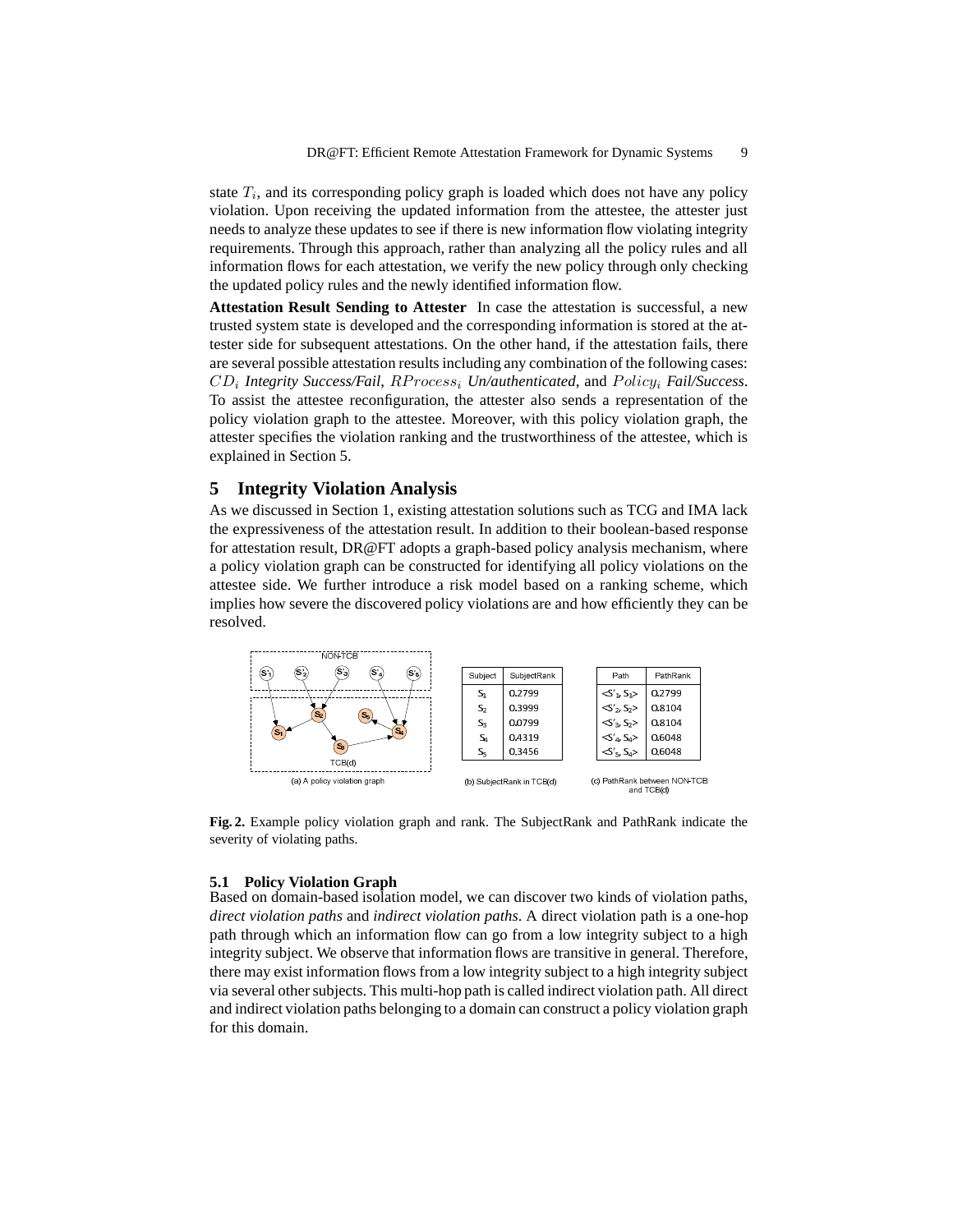state $T_i$, and its corresponding policy graph is loaded which does not have any policy violation. Upon receiving the updated information from the attestee, the attester just needs to analyze these updates to see if there is new information flow violating integrity requirements. Through this approach, rather than analyzing all the policy rules and all information flows for each attestation, we verify the new policy through only checking the updated policy rules and the newly identified information flow.

**Attestation Result Sending to Attester** In case the attestation is successful, a new trusted system state is developed and the corresponding information is stored at the attester side for subsequent attestations. On the other hand, if the attestation fails, there are several possible attestation results including any combination of the following cases: $CD_i$ *Integrity Success/Fail*, $RProcess_i$ *Un/authenticated*, and $Policy_i$ *Fail/Success*. To assist the attestee reconfiguration, the attester also sends a representation of the policy violation graph to the attestee. Moreover, with this policy violation graph, the attester specifies the violation ranking and the trustworthiness of the attestee, which is explained in Section 5.

## 5 Integrity Violation Analysis

As we discussed in Section 1, existing attestation solutions such as TCG and IMA lack the expressiveness of the attestation result. In addition to their boolean-based response for attestation result, DR@FT adopts a graph-based policy analysis mechanism, where a policy violation graph can be constructed for identifying all policy violations on the attestee side. We further introduce a risk model based on a ranking scheme, which implies how severe the discovered policy violations are and how efficiently they can be resolved.

(a) A policy violation graph

| Subject | SubjectRank |
|---|---|
| $S_1$ | 0.2799 |
| $S_2$ | 0.3999 |
| $S_3$ | 0.0799 |
| $S_4$ | 0.4319 |
| $S_5$ | 0.3456 |

(b) SubjectRank in TCB(d)

| Path | PathRank |
|---|---|
| $<S'_1, S_1>$ | 0.2799 |
| $<S'_2, S_2>$ | 0.8104 |
| $<S'_3, S_2>$ | 0.8104 |
| $<S'_4, S_4>$ | 0.6048 |
| $<S'_5, S_4>$ | 0.6048 |

(c) PathRank between NON-TCB and TCB(d)

**Fig. 2.** Example policy violation graph and rank. The SubjectRank and PathRank indicate the severity of violating paths.

### 5.1 Policy Violation Graph

Based on domain-based isolation model, we can discover two kinds of violation paths, *direct violation paths* and *indirect violation paths*. A direct violation path is a one-hop path through which an information flow can go from a low integrity subject to a high integrity subject. We observe that information flows are transitive in general. Therefore, there may exist information flows from a low integrity subject to a high integrity subject via several other subjects. This multi-hop path is called indirect violation path. All direct and indirect violation paths belonging to a domain can construct a policy violation graph for this domain.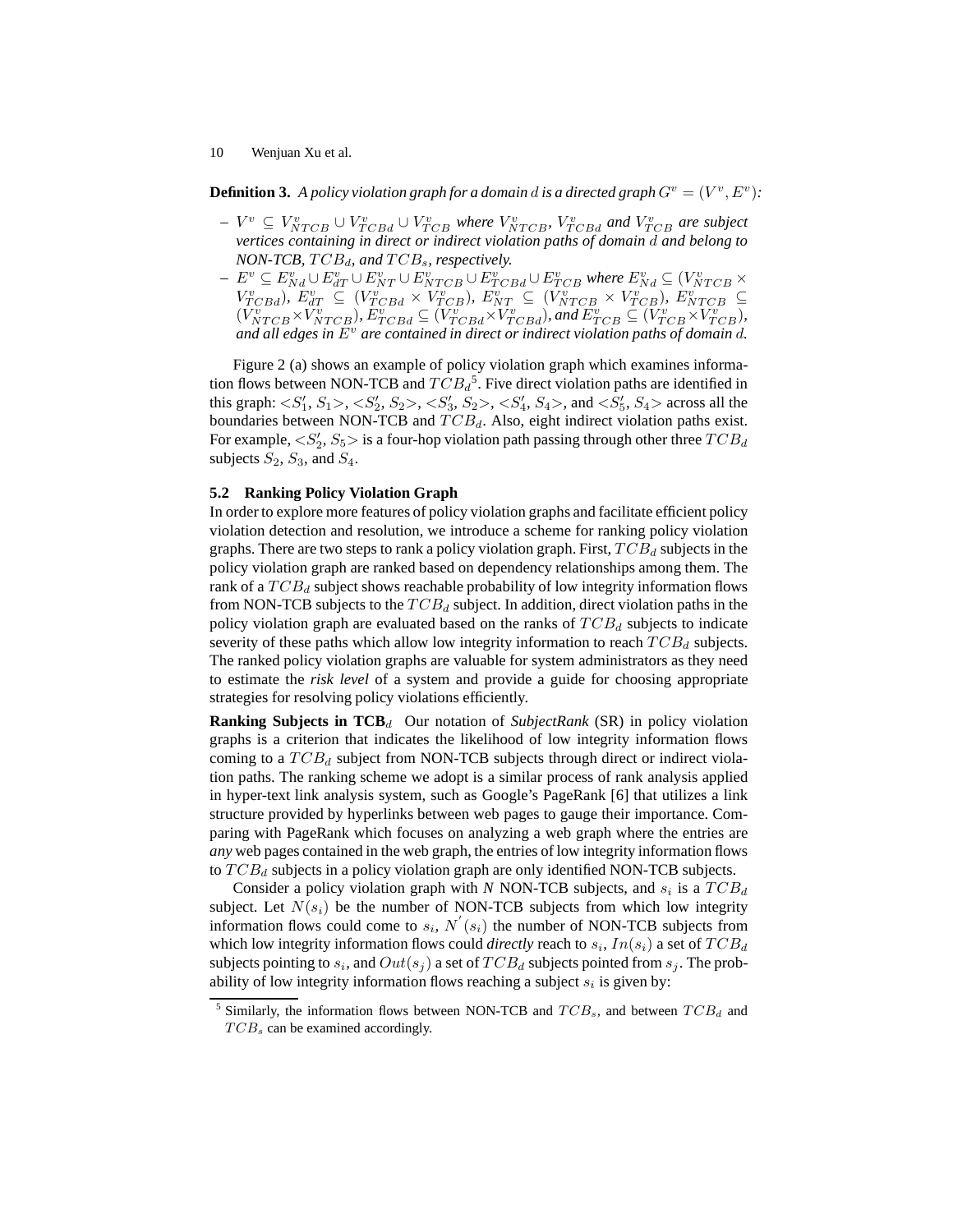**Definition 3.** *A policy violation graph for a domain $d$ is a directed graph $G^v = (V^v, E^v)$:*

- *$V^v \subseteq V^v_{NTCB} \cup V^v_{TCBd} \cup V^v_{TCB}$ where $V^v_{NTCB}$, $V^v_{TCBd}$ and $V^v_{TCB}$ are subject vertices containing in direct or indirect violation paths of domain $d$ and belong to NON-TCB, $TCB_d$, and $TCB_s$, respectively.*
- *$E^v \subseteq E^v_{Nd} \cup E^v_{dT} \cup E^v_{NT} \cup E^v_{NTCB} \cup E^v_{TCBd} \cup E^v_{TCB}$ where $E^v_{Nd} \subseteq (V^v_{NTCB} \times V^v_{TCBd})$, $E^v_{dT} \subseteq (V^v_{TCBd} \times V^v_{TCB})$, $E^v_{NT} \subseteq (V^v_{NTCB} \times V^v_{TCB})$, $E^v_{NTCB} \subseteq (V^v_{NTCB} \times V^v_{NTCB})$, $E^v_{TCBd} \subseteq (V^v_{TCBd} \times V^v_{TCBd})$, and $E^v_{TCB} \subseteq (V^v_{TCB} \times V^v_{TCB})$, and all edges in $E^v$ are contained in direct or indirect violation paths of domain $d$.*

Figure 2 (a) shows an example of policy violation graph which examines information flows between NON-TCB and $TCB_d$[5]. Five direct violation paths are identified in this graph: $<S'_1, S_1>$, $<S'_2, S_2>$, $<S'_3, S_2>$, $<S'_4, S_4>$, and $<S'_5, S_4>$ across all the boundaries between NON-TCB and $TCB_d$. Also, eight indirect violation paths exist. For example, $<S'_2, S_5>$ is a four-hop violation path passing through other three $TCB_d$ subjects $S_2$, $S_3$, and $S_4$.

### 5.2 Ranking Policy Violation Graph

In order to explore more features of policy violation graphs and facilitate efficient policy violation detection and resolution, we introduce a scheme for ranking policy violation graphs. There are two steps to rank a policy violation graph. First, $TCB_d$ subjects in the policy violation graph are ranked based on dependency relationships among them. The rank of a $TCB_d$ subject shows reachable probability of low integrity information flows from NON-TCB subjects to the $TCB_d$ subject. In addition, direct violation paths in the policy violation graph are evaluated based on the ranks of $TCB_d$ subjects to indicate severity of these paths which allow low integrity information to reach $TCB_d$ subjects. The ranked policy violation graphs are valuable for system administrators as they need to estimate the *risk level* of a system and provide a guide for choosing appropriate strategies for resolving policy violations efficiently.

**Ranking Subjects in TCB$_d$** Our notation of *SubjectRank* (SR) in policy violation graphs is a criterion that indicates the likelihood of low integrity information flows coming to a $TCB_d$ subject from NON-TCB subjects through direct or indirect violation paths. The ranking scheme we adopt is a similar process of rank analysis applied in hyper-text link analysis system, such as Google's PageRank [6] that utilizes a link structure provided by hyperlinks between web pages to gauge their importance. Comparing with PageRank which focuses on analyzing a web graph where the entries are *any* web pages contained in the web graph, the entries of low integrity information flows to $TCB_d$ subjects in a policy violation graph are only identified NON-TCB subjects.

Consider a policy violation graph with *N* NON-TCB subjects, and $s_i$ is a $TCB_d$ subject. Let $N(s_i)$ be the number of NON-TCB subjects from which low integrity information flows could come to $s_i$, $N^{'}(s_i)$ the number of NON-TCB subjects from which low integrity information flows could *directly* reach to $s_i$, $In(s_i)$ a set of $TCB_d$ subjects pointing to $s_i$, and $Out(s_j)$ a set of $TCB_d$ subjects pointed from $s_j$. The probability of low integrity information flows reaching a subject $s_i$ is given by:

[5] Similarly, the information flows between NON-TCB and $TCB_s$, and between $TCB_d$ and $TCB_s$ can be examined accordingly.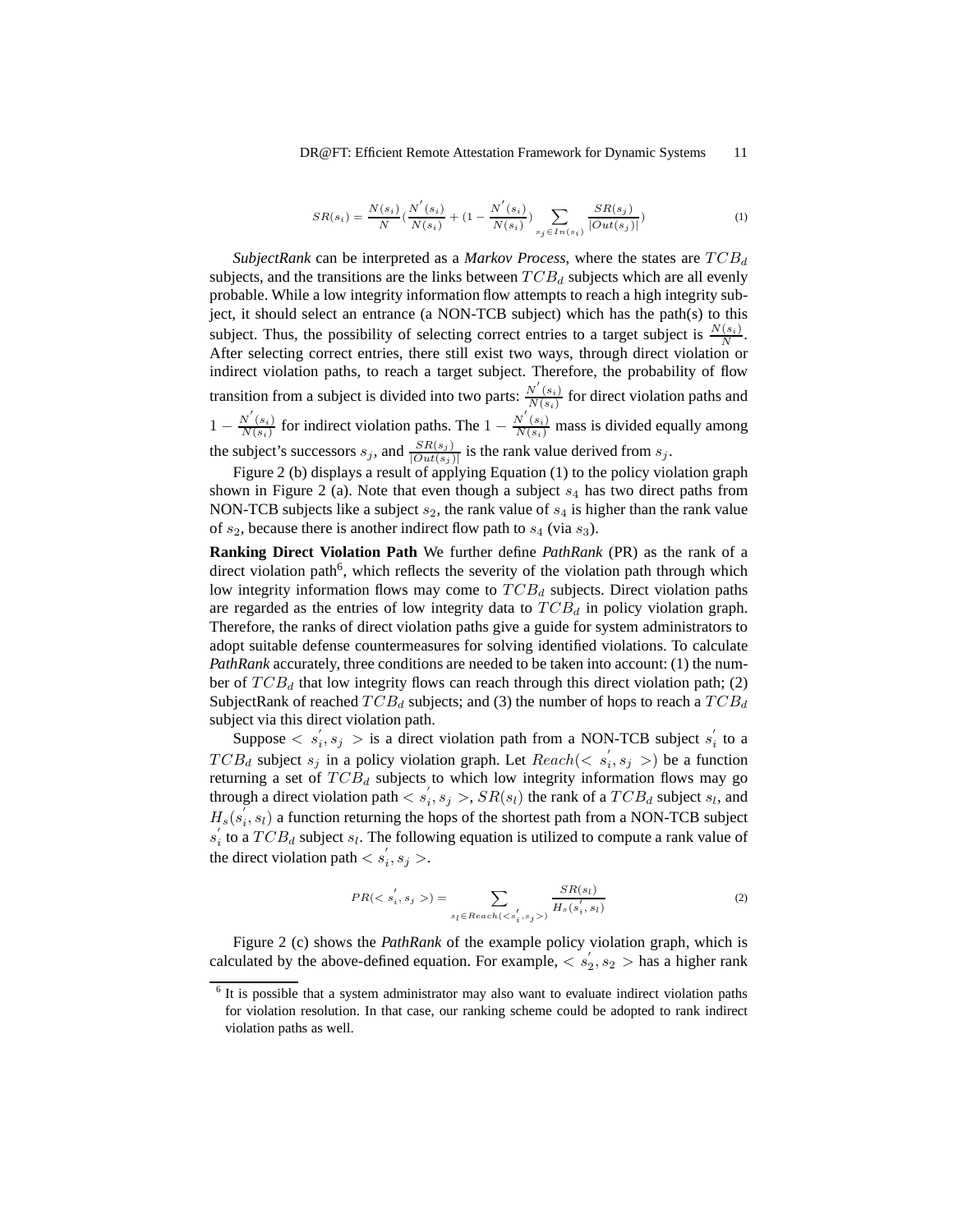$$SR(s_i) = \frac{N(s_i)}{N}(\frac{N^{'}(s_i)}{N(s_i)} + (1 - \frac{N^{'}(s_i)}{N(s_i)}) \sum_{s_j \in In(s_i)} \frac{SR(s_j)}{|Out(s_j)|}) \tag{1}$$

*SubjectRank* can be interpreted as a *Markov Process*, where the states are $TCB_d$ subjects, and the transitions are the links between $TCB_d$ subjects which are all evenly probable. While a low integrity information flow attempts to reach a high integrity subject, it should select an entrance (a NON-TCB subject) which has the path(s) to this subject. Thus, the possibility of selecting correct entries to a target subject is $\frac{N(s_i)}{N}$. After selecting correct entries, there still exist two ways, through direct violation or indirect violation paths, to reach a target subject. Therefore, the probability of flow transition from a subject is divided into two parts: $\frac{N^{'}(s_i)}{N(s_i)}$ for direct violation paths and $1 - \frac{N^{'}(s_i)}{N(s_i)}$ for indirect violation paths. The $1 - \frac{N^{'}(s_i)}{N(s_i)}$ mass is divided equally among the subject's successors $s_j$, and $\frac{SR(s_j)}{|Out(s_j)|}$ is the rank value derived from $s_j$.

Figure 2 (b) displays a result of applying Equation (1) to the policy violation graph shown in Figure 2 (a). Note that even though a subject $s_4$ has two direct paths from NON-TCB subjects like a subject $s_2$, the rank value of $s_4$ is higher than the rank value of $s_2$, because there is another indirect flow path to $s_4$ (via $s_3$).

**Ranking Direct Violation Path** We further define *PathRank* (PR) as the rank of a direct violation path[6], which reflects the severity of the violation path through which low integrity information flows may come to $TCB_d$ subjects. Direct violation paths are regarded as the entries of low integrity data to $TCB_d$ in policy violation graph. Therefore, the ranks of direct violation paths give a guide for system administrators to adopt suitable defense countermeasures for solving identified violations. To calculate *PathRank* accurately, three conditions are needed to be taken into account: (1) the number of $TCB_d$ that low integrity flows can reach through this direct violation path; (2) SubjectRank of reached $TCB_d$ subjects; and (3) the number of hops to reach a $TCB_d$ subject via this direct violation path.

Suppose $< s_i^{'}, s_j >$ is a direct violation path from a NON-TCB subject $s_i^{'}$ to a $TCB_d$ subject $s_j$ in a policy violation graph. Let $Reach(< s_i^{'}, s_j >)$ be a function returning a set of $TCB_d$ subjects to which low integrity information flows may go through a direct violation path $< s_i^{'}, s_j >$, $SR(s_l)$ the rank of a $TCB_d$ subject $s_l$, and $H_s(s_i^{'}, s_l)$ a function returning the hops of the shortest path from a NON-TCB subject $s_i^{'}$ to a $TCB_d$ subject $s_l$. The following equation is utilized to compute a rank value of the direct violation path $< s_i^{'}, s_j >$.

$$PR(< s_i^{'}, s_j >) = \sum_{s_l \in Reach(< s_i^{'}, s_j >)} \frac{SR(s_l)}{H_s(s_i^{'}, s_l)} \tag{2}$$

Figure 2 (c) shows the *PathRank* of the example policy violation graph, which is calculated by the above-defined equation. For example, $< s_2^{'}, s_2 >$ has a higher rank

[6] It is possible that a system administrator may also want to evaluate indirect violation paths for violation resolution. In that case, our ranking scheme could be adopted to rank indirect violation paths as well.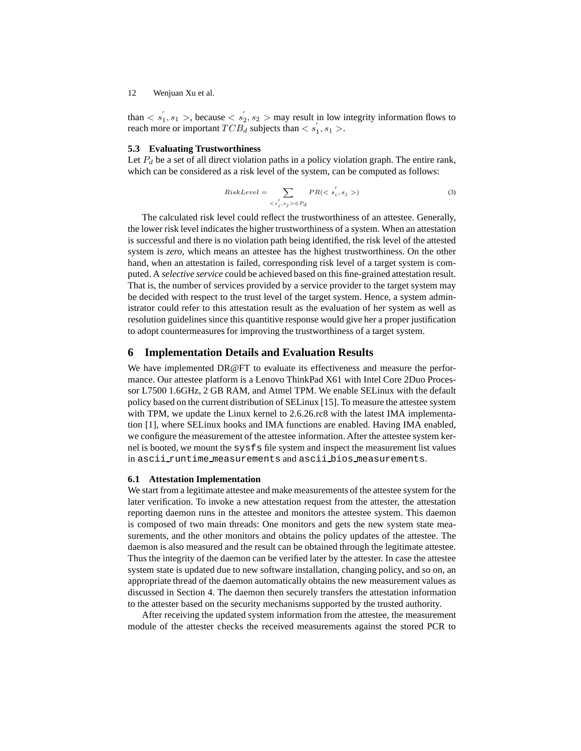than $< s_1^{'}, s_1 >$, because $< s_2^{'}, s_2 >$ may result in low integrity information flows to reach more or important $TCB_d$ subjects than $< s_1^{'}, s_1 >$.

### 5.3 Evaluating Trustworthiness

Let $P_d$ be a set of all direct violation paths in a policy violation graph. The entire rank, which can be considered as a risk level of the system, can be computed as follows:

$$RiskLevel = \sum_{< s_i^{'}, s_j > \in P_d} PR(< s_i^{'}, s_j >) \quad (3)$$

The calculated risk level could reflect the trustworthiness of an attestee. Generally, the lower risk level indicates the higher trustworthiness of a system. When an attestation is successful and there is no violation path being identified, the risk level of the attested system is *zero*, which means an attestee has the highest trustworthiness. On the other hand, when an attestation is failed, corresponding risk level of a target system is computed. A *selective service* could be achieved based on this fine-grained attestation result. That is, the number of services provided by a service provider to the target system may be decided with respect to the trust level of the target system. Hence, a system administrator could refer to this attestation result as the evaluation of her system as well as resolution guidelines since this quantitive response would give her a proper justification to adopt countermeasures for improving the trustworthiness of a target system.

## 6 Implementation Details and Evaluation Results

We have implemented DR@FT to evaluate its effectiveness and measure the performance. Our attestee platform is a Lenovo ThinkPad X61 with Intel Core 2Duo Processor L7500 1.6GHz, 2 GB RAM, and Atmel TPM. We enable SELinux with the default policy based on the current distribution of SELinux [15]. To measure the attestee system with TPM, we update the Linux kernel to 2.6.26.rc8 with the latest IMA implementation [1], where SELinux hooks and IMA functions are enabled. Having IMA enabled, we configure the measurement of the attestee information. After the attestee system kernel is booted, we mount the `sysfs` file system and inspect the measurement list values in `ascii_runtime_measurements` and `ascii_bios_measurements`.

### 6.1 Attestation Implementation

We start from a legitimate attestee and make measurements of the attestee system for the later verification. To invoke a new attestation request from the attester, the attestation reporting daemon runs in the attestee and monitors the attestee system. This daemon is composed of two main threads: One monitors and gets the new system state measurements, and the other monitors and obtains the policy updates of the attestee. The daemon is also measured and the result can be obtained through the legitimate attestee. Thus the integrity of the daemon can be verified later by the attester. In case the attestee system state is updated due to new software installation, changing policy, and so on, an appropriate thread of the daemon automatically obtains the new measurement values as discussed in Section 4. The daemon then securely transfers the attestation information to the attester based on the security mechanisms supported by the trusted authority.

After receiving the updated system information from the attestee, the measurement module of the attester checks the received measurements against the stored PCR to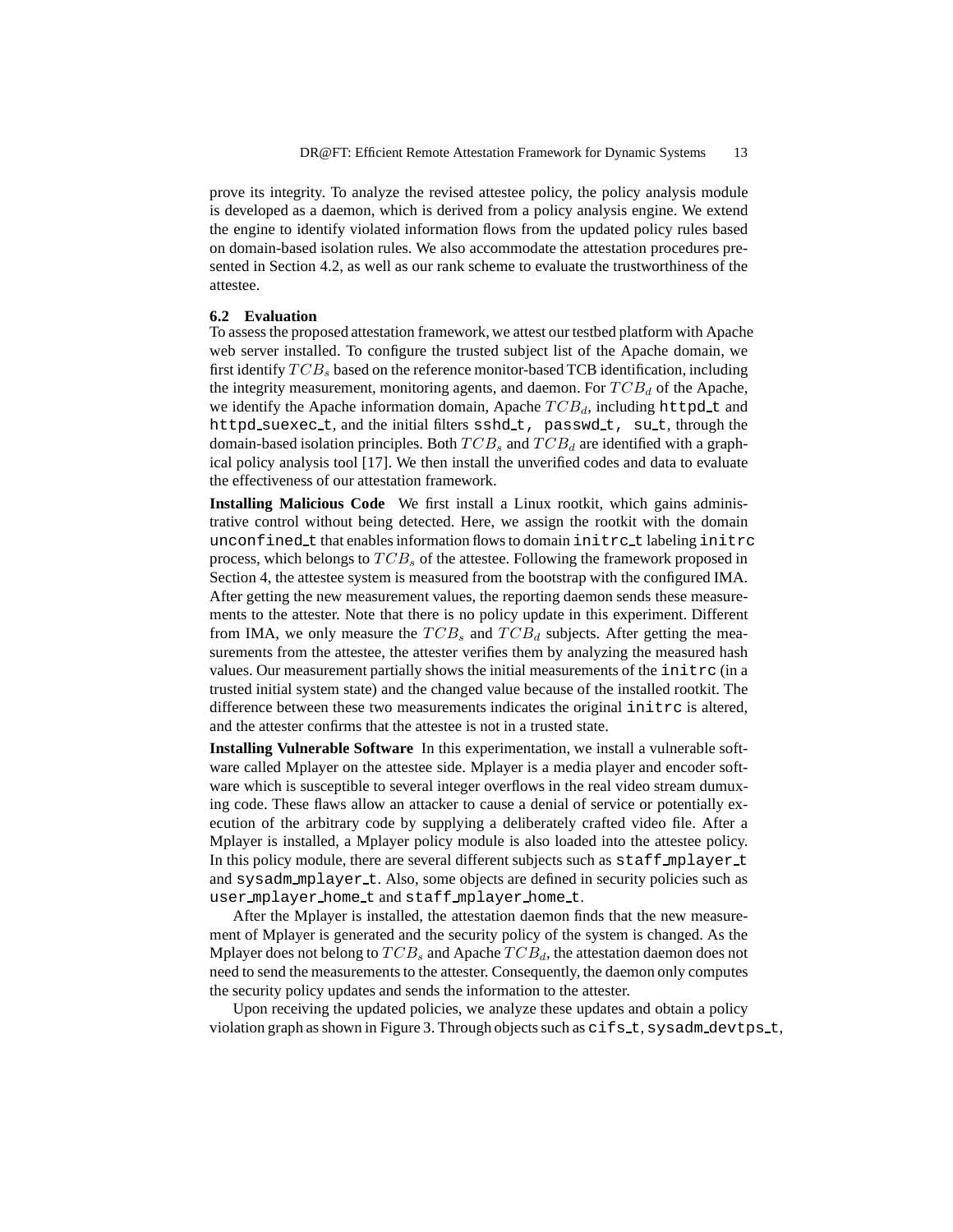prove its integrity. To analyze the revised attestee policy, the policy analysis module is developed as a daemon, which is derived from a policy analysis engine. We extend the engine to identify violated information flows from the updated policy rules based on domain-based isolation rules. We also accommodate the attestation procedures presented in Section 4.2, as well as our rank scheme to evaluate the trustworthiness of the attestee.

### 6.2 Evaluation

To assess the proposed attestation framework, we attest our testbed platform with Apache web server installed. To configure the trusted subject list of the Apache domain, we first identify $TCB_s$ based on the reference monitor-based TCB identification, including the integrity measurement, monitoring agents, and daemon. For $TCB_d$ of the Apache, we identify the Apache information domain, Apache $TCB_d$, including `httpd_t` and `httpd_suexec_t`, and the initial filters `sshd_t, passwd_t, su_t`, through the domain-based isolation principles. Both $TCB_s$ and $TCB_d$ are identified with a graphical policy analysis tool [17]. We then install the unverified codes and data to evaluate the effectiveness of our attestation framework.

**Installing Malicious Code** We first install a Linux rootkit, which gains administrative control without being detected. Here, we assign the rootkit with the domain `unconfined_t` that enables information flows to domain `initrc_t` labeling `initrc` process, which belongs to $TCB_s$ of the attestee. Following the framework proposed in Section 4, the attestee system is measured from the bootstrap with the configured IMA. After getting the new measurement values, the reporting daemon sends these measurements to the attester. Note that there is no policy update in this experiment. Different from IMA, we only measure the $TCB_s$ and $TCB_d$ subjects. After getting the measurements from the attestee, the attester verifies them by analyzing the measured hash values. Our measurement partially shows the initial measurements of the `initrc` (in a trusted initial system state) and the changed value because of the installed rootkit. The difference between these two measurements indicates the original `initrc` is altered, and the attester confirms that the attestee is not in a trusted state.

**Installing Vulnerable Software** In this experimentation, we install a vulnerable software called Mplayer on the attestee side. Mplayer is a media player and encoder software which is susceptible to several integer overflows in the real video stream dumuxing code. These flaws allow an attacker to cause a denial of service or potentially execution of the arbitrary code by supplying a deliberately crafted video file. After a Mplayer is installed, a Mplayer policy module is also loaded into the attestee policy. In this policy module, there are several different subjects such as `staff_mplayer_t` and `sysadm_mplayer_t`. Also, some objects are defined in security policies such as `user_mplayer_home_t` and `staff_mplayer_home_t`.

After the Mplayer is installed, the attestation daemon finds that the new measurement of Mplayer is generated and the security policy of the system is changed. As the Mplayer does not belong to $TCB_s$ and Apache $TCB_d$, the attestation daemon does not need to send the measurements to the attester. Consequently, the daemon only computes the security policy updates and sends the information to the attester.

Upon receiving the updated policies, we analyze these updates and obtain a policy violation graph as shown in Figure 3. Through objects such as `cifs_t`, `sysadm_devtps_t`,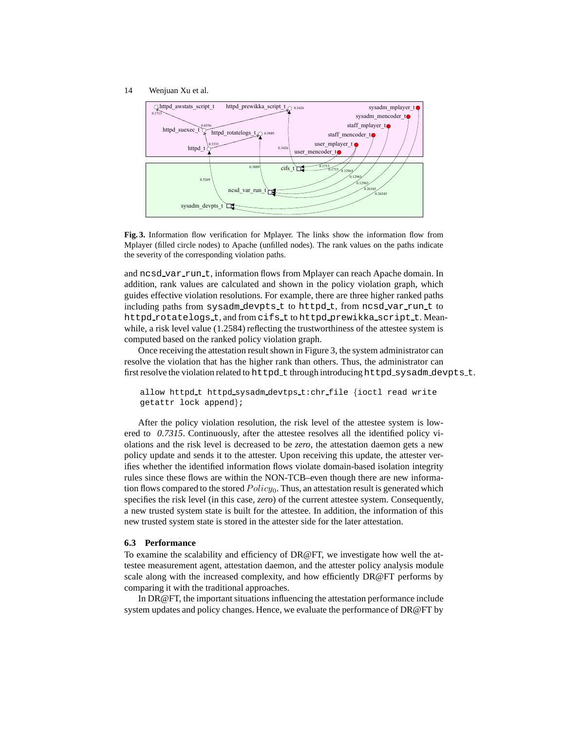**Fig. 3.** Information flow verification for Mplayer. The links show the information flow from Mplayer (filled circle nodes) to Apache (unfilled nodes). The rank values on the paths indicate the severity of the corresponding violation paths.

and ncsd_var_run_t, information flows from Mplayer can reach Apache domain. In addition, rank values are calculated and shown in the policy violation graph, which guides effective violation resolutions. For example, there are three higher ranked paths including paths from sysadm_devpts_t to httpd_t, from ncsd_var_run_t to httpd_rotatelogs_t, and from cifs_t to httpd_prewikka_script_t. Meanwhile, a risk level value (1.2584) reflecting the trustworthiness of the attestee system is computed based on the ranked policy violation graph.

Once receiving the attestation result shown in Figure 3, the system administrator can resolve the violation that has the higher rank than others. Thus, the administrator can first resolve the violation related to httpd_t through introducing httpd_sysadm_devpts_t.

```
allow httpd_t httpd_sysadm_devtps_t:chr_file {ioctl read write
getattr lock append};
```

After the policy violation resolution, the risk level of the attestee system is lowered to *0.7315*. Continuously, after the attestee resolves all the identified policy violations and the risk level is decreased to be *zero*, the attestation daemon gets a new policy update and sends it to the attester. Upon receiving this update, the attester verifies whether the identified information flows violate domain-based isolation integrity rules since these flows are within the NON-TCB–even though there are new information flows compared to the stored $Policy_0$. Thus, an attestation result is generated which specifies the risk level (in this case, *zero*) of the current attestee system. Consequently, a new trusted system state is built for the attestee. In addition, the information of this new trusted system state is stored in the attester side for the later attestation.

### 6.3 Performance

To examine the scalability and efficiency of DR@FT, we investigate how well the attestee measurement agent, attestation daemon, and the attester policy analysis module scale along with the increased complexity, and how efficiently DR@FT performs by comparing it with the traditional approaches.

In DR@FT, the important situations influencing the attestation performance include system updates and policy changes. Hence, we evaluate the performance of DR@FT by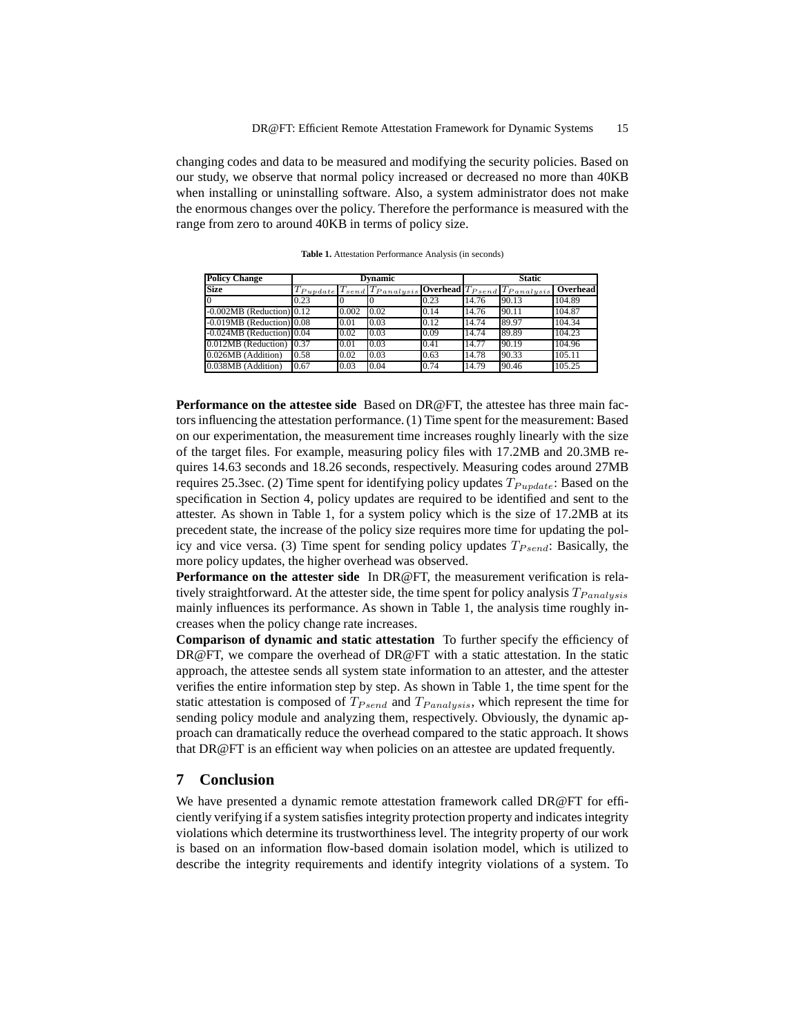changing codes and data to be measured and modifying the security policies. Based on our study, we observe that normal policy increased or decreased no more than 40KB when installing or uninstalling software. Also, a system administrator does not make the enormous changes over the policy. Therefore the performance is measured with the range from zero to around 40KB in terms of policy size.

**Table 1.** Attestation Performance Analysis (in seconds)

| **Policy Change** | **Dynamic** | | | | **Static** | | |
|---|---|---|---|---|---|---|---|
| **Size** | $T_{Pupdate}$ | $T_{send}$ | $T_{Panalysis}$ | **Overhead** | $T_{Psend}$ | $T_{Panalysis}$ | **Overhead** |
| 0 | 0.23 | 0 | 0 | 0.23 | 14.76 | 90.13 | 104.89 |
| -0.002MB (Reduction) | 0.12 | 0.002 | 0.02 | 0.14 | 14.76 | 90.11 | 104.87 |
| -0.019MB (Reduction) | 0.08 | 0.01 | 0.03 | 0.12 | 14.74 | 89.97 | 104.34 |
| -0.024MB (Reduction) | 0.04 | 0.02 | 0.03 | 0.09 | 14.74 | 89.89 | 104.23 |
| 0.012MB (Reduction) | 0.37 | 0.01 | 0.03 | 0.41 | 14.77 | 90.19 | 104.96 |
| 0.026MB (Addition) | 0.58 | 0.02 | 0.03 | 0.63 | 14.78 | 90.33 | 105.11 |
| 0.038MB (Addition) | 0.67 | 0.03 | 0.04 | 0.74 | 14.79 | 90.46 | 105.25 |

**Performance on the attestee side** Based on DR@FT, the attestee has three main factors influencing the attestation performance. (1) Time spent for the measurement: Based on our experimentation, the measurement time increases roughly linearly with the size of the target files. For example, measuring policy files with 17.2MB and 20.3MB requires 14.63 seconds and 18.26 seconds, respectively. Measuring codes around 27MB requires 25.3sec. (2) Time spent for identifying policy updates $T_{Pupdate}$: Based on the specification in Section 4, policy updates are required to be identified and sent to the attester. As shown in Table 1, for a system policy which is the size of 17.2MB at its precedent state, the increase of the policy size requires more time for updating the policy and vice versa. (3) Time spent for sending policy updates $T_{Psend}$: Basically, the more policy updates, the higher overhead was observed.

**Performance on the attester side** In DR@FT, the measurement verification is relatively straightforward. At the attester side, the time spent for policy analysis $T_{Panalysis}$ mainly influences its performance. As shown in Table 1, the analysis time roughly increases when the policy change rate increases.

**Comparison of dynamic and static attestation** To further specify the efficiency of DR@FT, we compare the overhead of DR@FT with a static attestation. In the static approach, the attestee sends all system state information to an attester, and the attester verifies the entire information step by step. As shown in Table 1, the time spent for the static attestation is composed of $T_{Psend}$ and $T_{Panalysis}$, which represent the time for sending policy module and analyzing them, respectively. Obviously, the dynamic approach can dramatically reduce the overhead compared to the static approach. It shows that DR@FT is an efficient way when policies on an attestee are updated frequently.

## 7 Conclusion

We have presented a dynamic remote attestation framework called DR@FT for efficiently verifying if a system satisfies integrity protection property and indicates integrity violations which determine its trustworthiness level. The integrity property of our work is based on an information flow-based domain isolation model, which is utilized to describe the integrity requirements and identify integrity violations of a system. To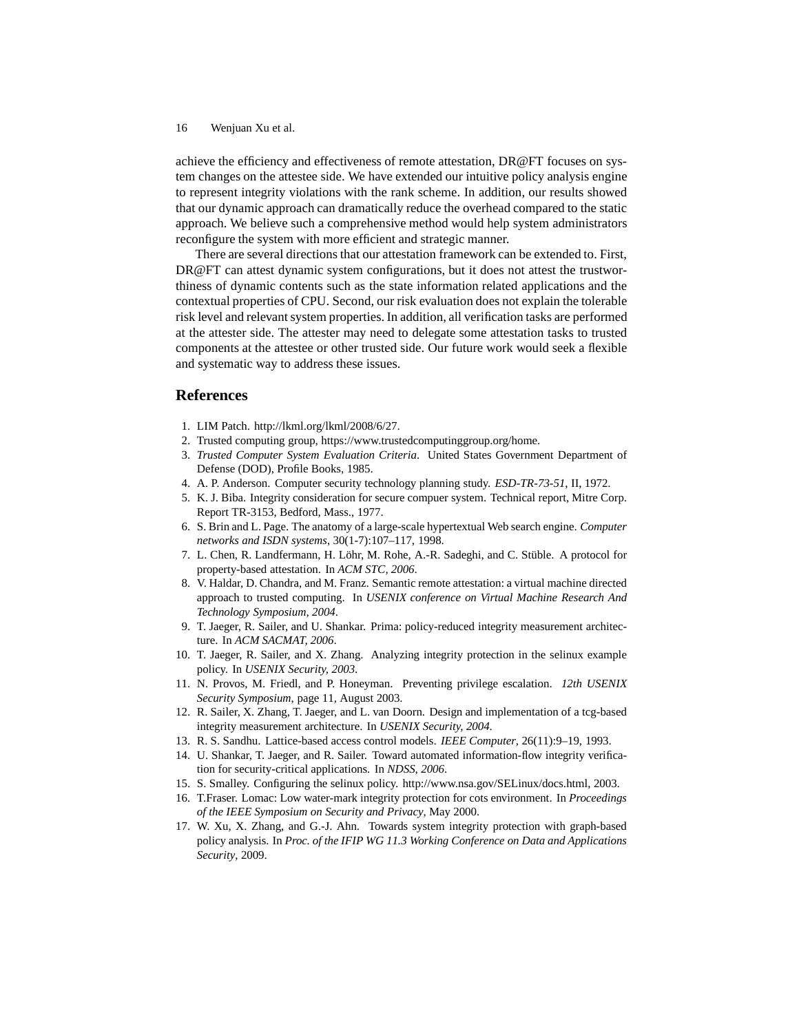achieve the efficiency and effectiveness of remote attestation, DR@FT focuses on system changes on the attestee side. We have extended our intuitive policy analysis engine to represent integrity violations with the rank scheme. In addition, our results showed that our dynamic approach can dramatically reduce the overhead compared to the static approach. We believe such a comprehensive method would help system administrators reconfigure the system with more efficient and strategic manner.

There are several directions that our attestation framework can be extended to. First, DR@FT can attest dynamic system configurations, but it does not attest the trustworthiness of dynamic contents such as the state information related applications and the contextual properties of CPU. Second, our risk evaluation does not explain the tolerable risk level and relevant system properties. In addition, all verification tasks are performed at the attester side. The attester may need to delegate some attestation tasks to trusted components at the attestee or other trusted side. Our future work would seek a flexible and systematic way to address these issues.

## References

1. LIM Patch. http://lkml.org/lkml/2008/6/27.
2. Trusted computing group, https://www.trustedcomputinggroup.org/home.
3. *Trusted Computer System Evaluation Criteria*. United States Government Department of Defense (DOD), Profile Books, 1985.
4. A. P. Anderson. Computer security technology planning study. *ESD-TR-73-51*, II, 1972.
5. K. J. Biba. Integrity consideration for secure compuer system. Technical report, Mitre Corp. Report TR-3153, Bedford, Mass., 1977.
6. S. Brin and L. Page. The anatomy of a large-scale hypertextual Web search engine. *Computer networks and ISDN systems*, 30(1-7):107–117, 1998.
7. L. Chen, R. Landfermann, H. Löhr, M. Rohe, A.-R. Sadeghi, and C. Stüble. A protocol for property-based attestation. In *ACM STC, 2006*.
8. V. Haldar, D. Chandra, and M. Franz. Semantic remote attestation: a virtual machine directed approach to trusted computing. In *USENIX conference on Virtual Machine Research And Technology Symposium, 2004*.
9. T. Jaeger, R. Sailer, and U. Shankar. Prima: policy-reduced integrity measurement architecture. In *ACM SACMAT, 2006*.
10. T. Jaeger, R. Sailer, and X. Zhang. Analyzing integrity protection in the selinux example policy. In *USENIX Security, 2003*.
11. N. Provos, M. Friedl, and P. Honeyman. Preventing privilege escalation. *12th USENIX Security Symposium*, page 11, August 2003.
12. R. Sailer, X. Zhang, T. Jaeger, and L. van Doorn. Design and implementation of a tcg-based integrity measurement architecture. In *USENIX Security, 2004*.
13. R. S. Sandhu. Lattice-based access control models. *IEEE Computer*, 26(11):9–19, 1993.
14. U. Shankar, T. Jaeger, and R. Sailer. Toward automated information-flow integrity verification for security-critical applications. In *NDSS, 2006*.
15. S. Smalley. Configuring the selinux policy. http://www.nsa.gov/SELinux/docs.html, 2003.
16. T.Fraser. Lomac: Low water-mark integrity protection for cots environment. In *Proceedings of the IEEE Symposium on Security and Privacy*, May 2000.
17. W. Xu, X. Zhang, and G.-J. Ahn. Towards system integrity protection with graph-based policy analysis. In *Proc. of the IFIP WG 11.3 Working Conference on Data and Applications Security*, 2009.